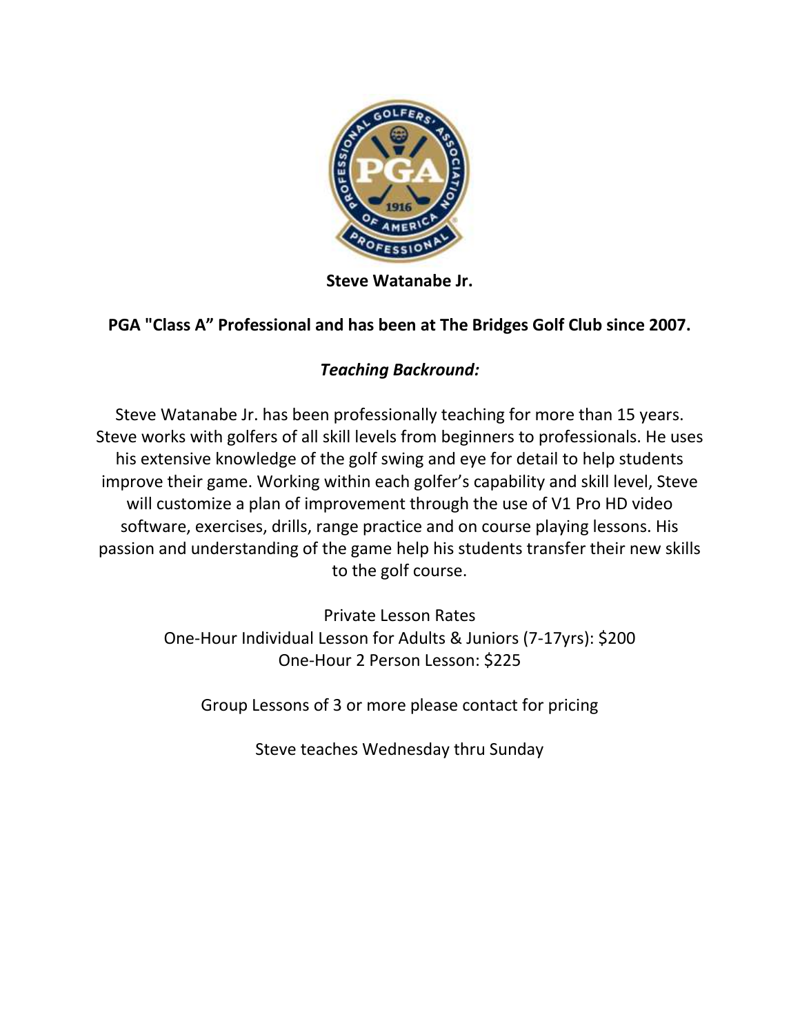**Steve Watanabe Jr.**

**PGA "Class A" Professional and has been at The Bridges Golf Club since 2007.**

***Teaching Backround:***

Steve Watanabe Jr. has been professionally teaching for more than 15 years. Steve works with golfers of all skill levels from beginners to professionals. He uses his extensive knowledge of the golf swing and eye for detail to help students improve their game. Working within each golfer's capability and skill level, Steve will customize a plan of improvement through the use of V1 Pro HD video software, exercises, drills, range practice and on course playing lessons. His passion and understanding of the game help his students transfer their new skills to the golf course.

Private Lesson Rates
One-Hour Individual Lesson for Adults & Juniors (7-17yrs): $200
One-Hour 2 Person Lesson: $225

Group Lessons of 3 or more please contact for pricing

Steve teaches Wednesday thru Sunday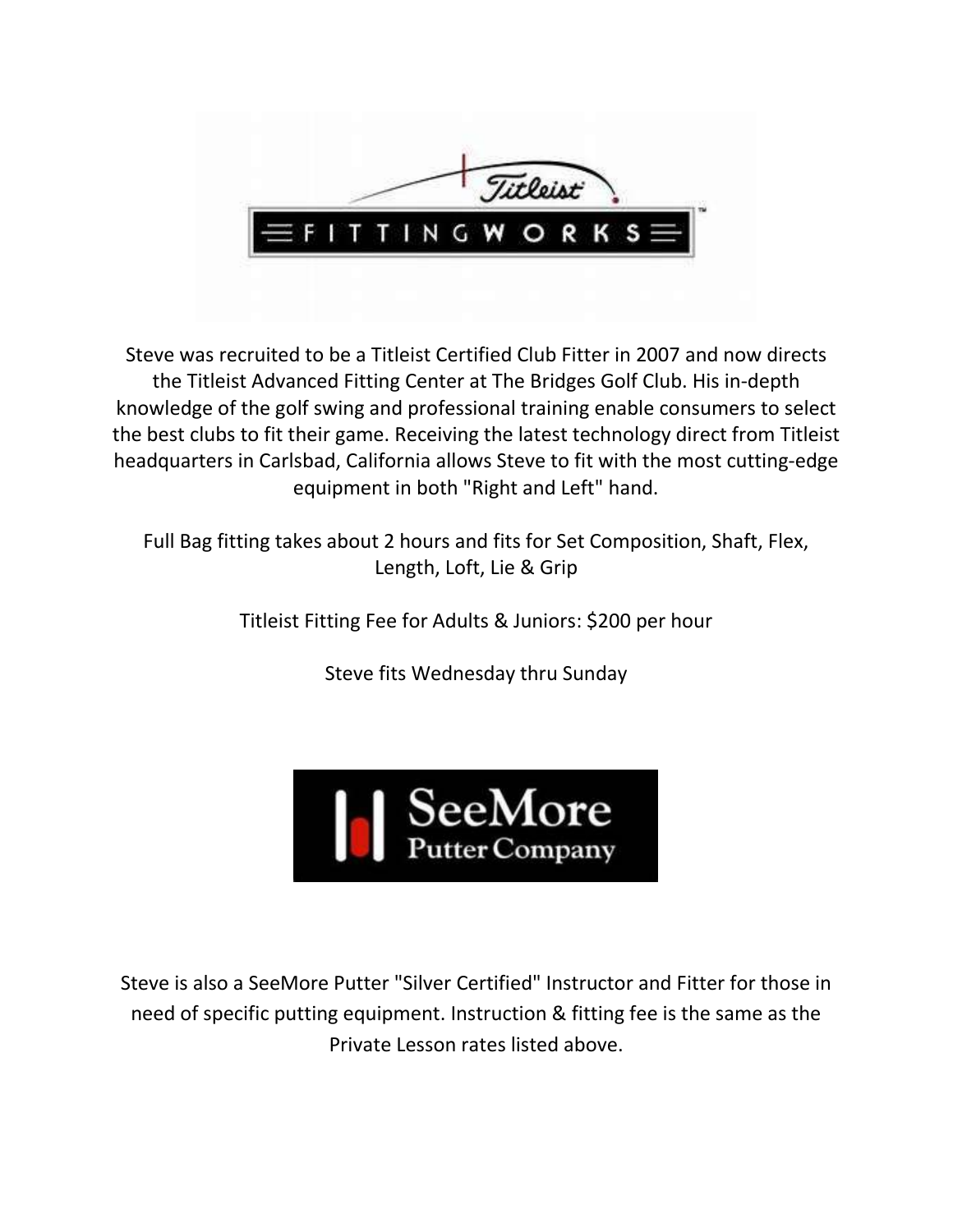Steve was recruited to be a Titleist Certified Club Fitter in 2007 and now directs the Titleist Advanced Fitting Center at The Bridges Golf Club. His in-depth knowledge of the golf swing and professional training enable consumers to select the best clubs to fit their game. Receiving the latest technology direct from Titleist headquarters in Carlsbad, California allows Steve to fit with the most cutting-edge equipment in both "Right and Left" hand.

Full Bag fitting takes about 2 hours and fits for Set Composition, Shaft, Flex, Length, Loft, Lie & Grip

Titleist Fitting Fee for Adults & Juniors: $200 per hour

Steve fits Wednesday thru Sunday

Steve is also a SeeMore Putter "Silver Certified" Instructor and Fitter for those in need of specific putting equipment. Instruction & fitting fee is the same as the Private Lesson rates listed above.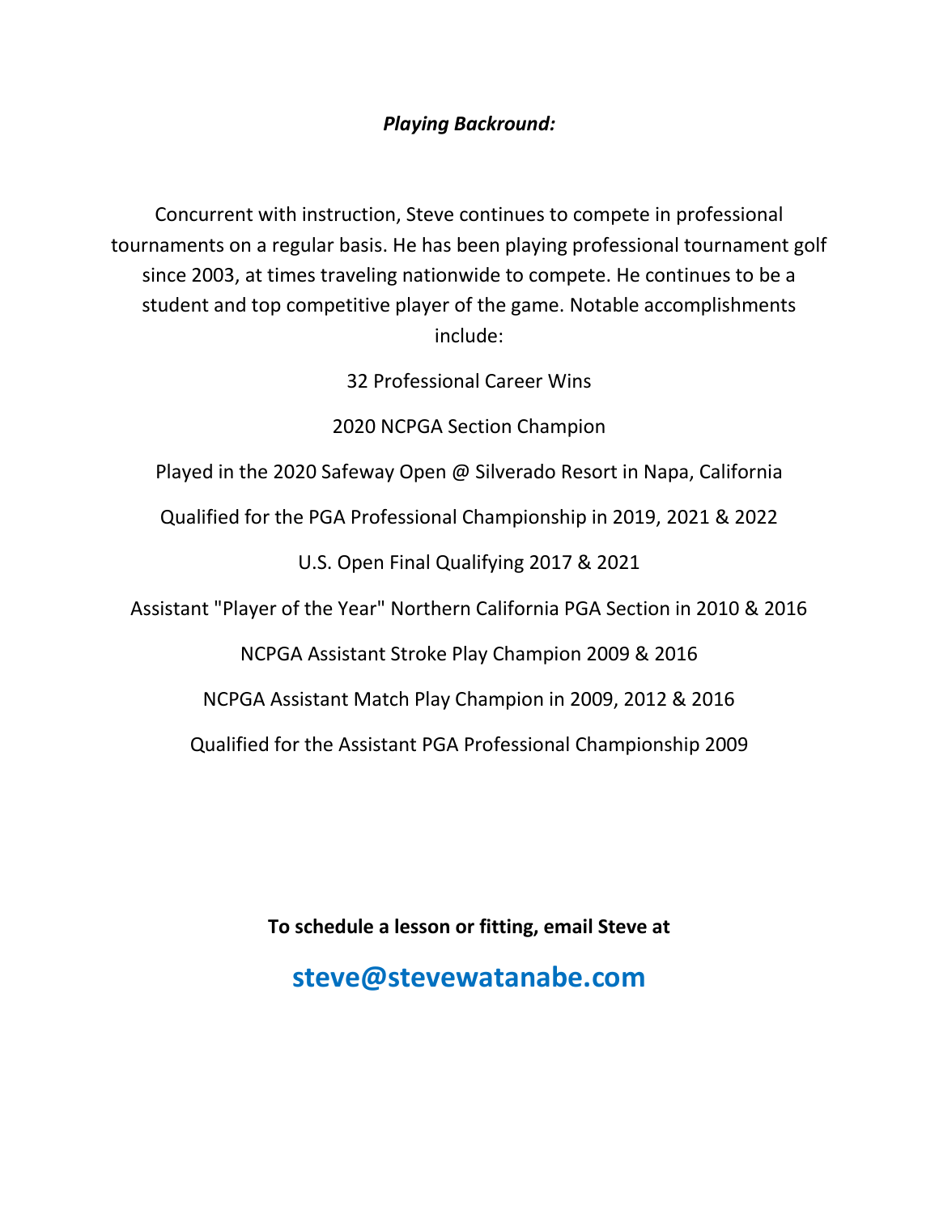***Playing Backround:***

Concurrent with instruction, Steve continues to compete in professional tournaments on a regular basis. He has been playing professional tournament golf since 2003, at times traveling nationwide to compete. He continues to be a student and top competitive player of the game. Notable accomplishments include:

32 Professional Career Wins

2020 NCPGA Section Champion

Played in the 2020 Safeway Open @ Silverado Resort in Napa, California

Qualified for the PGA Professional Championship in 2019, 2021 & 2022

U.S. Open Final Qualifying 2017 & 2021

Assistant "Player of the Year" Northern California PGA Section in 2010 & 2016

NCPGA Assistant Stroke Play Champion 2009 & 2016

NCPGA Assistant Match Play Champion in 2009, 2012 & 2016

Qualified for the Assistant PGA Professional Championship 2009

**To schedule a lesson or fitting, email Steve at**

**steve@stevewatanabe.com**